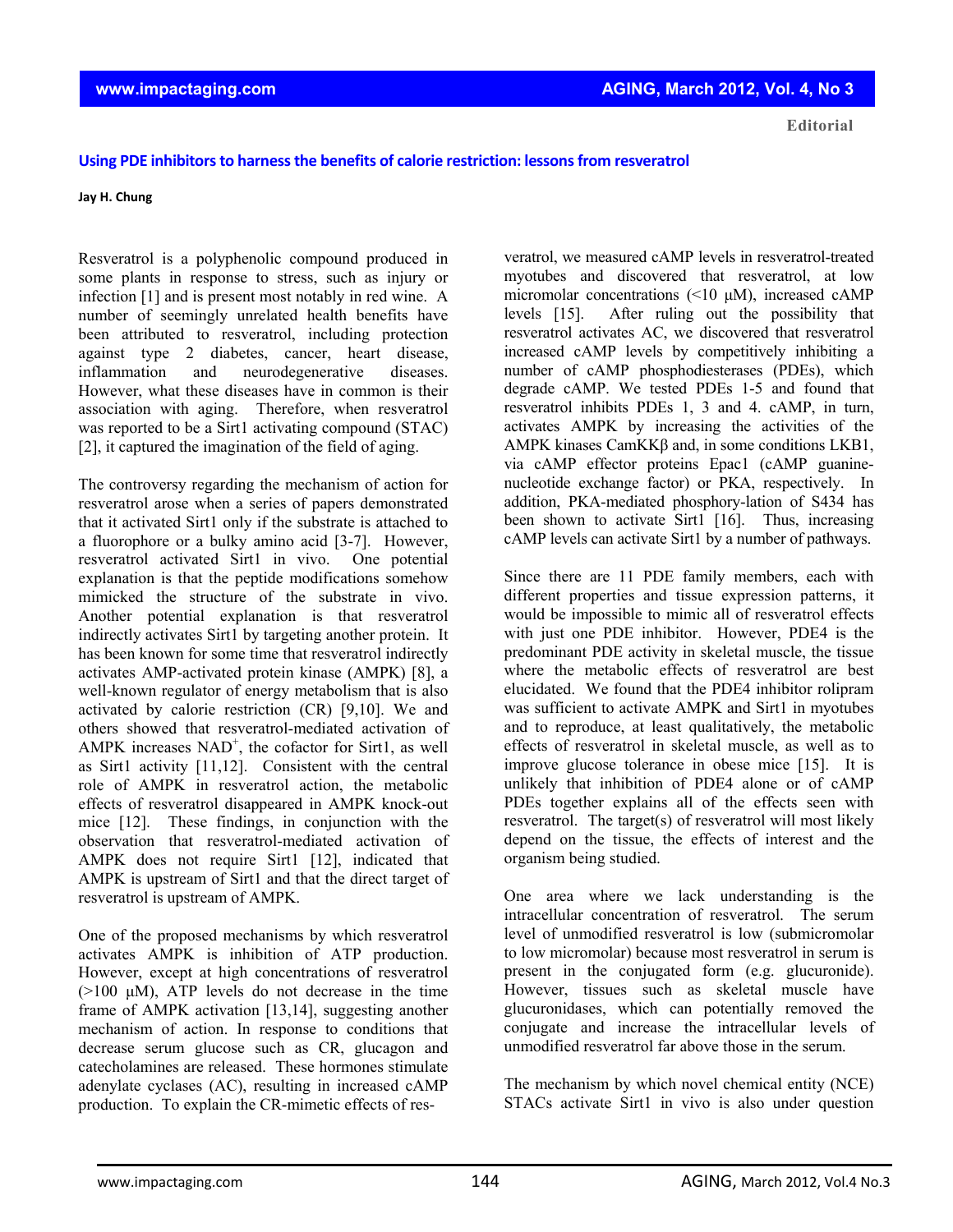Editorial

# Using PDE inhibitors to harness the benefits of calorie restriction: lessons from resveratrol

**Jay H. Chung**

Resveratrol is a polyphenolic compound produced in some plants in response to stress, such as injury or infection [1] and is present most notably in red wine. A number of seemingly unrelated health benefits have been attributed to resveratrol, including protection against type 2 diabetes, cancer, heart disease, inflammation and neurodegenerative diseases. However, what these diseases have in common is their association with aging. Therefore, when resveratrol was reported to be a Sirt1 activating compound (STAC) [2], it captured the imagination of the field of aging.

The controversy regarding the mechanism of action for resveratrol arose when a series of papers demonstrated that it activated Sirt1 only if the substrate is attached to a fluorophore or a bulky amino acid [3-7]. However, resveratrol activated Sirt1 in vivo. One potential explanation is that the peptide modifications somehow mimicked the structure of the substrate in vivo. Another potential explanation is that resveratrol indirectly activates Sirt1 by targeting another protein. It has been known for some time that resveratrol indirectly activates AMP-activated protein kinase (AMPK) [8], a well-known regulator of energy metabolism that is also activated by calorie restriction (CR) [9,10]. We and others showed that resveratrol-mediated activation of AMPK increases $NAD^+$, the cofactor for Sirt1, as well as Sirt1 activity [11,12]. Consistent with the central role of AMPK in resveratrol action, the metabolic effects of resveratrol disappeared in AMPK knock-out mice [12]. These findings, in conjunction with the observation that resveratrol-mediated activation of AMPK does not require Sirt1 [12], indicated that AMPK is upstream of Sirt1 and that the direct target of resveratrol is upstream of AMPK.

One of the proposed mechanisms by which resveratrol activates AMPK is inhibition of ATP production. However, except at high concentrations of resveratrol (>100 μM), ATP levels do not decrease in the time frame of AMPK activation [13,14], suggesting another mechanism of action. In response to conditions that decrease serum glucose such as CR, glucagon and catecholamines are released. These hormones stimulate adenylate cyclases (AC), resulting in increased cAMP production. To explain the CR-mimetic effects of resveratrol, we measured cAMP levels in resveratrol-treated myotubes and discovered that resveratrol, at low micromolar concentrations (<10 μM), increased cAMP levels [15]. After ruling out the possibility that resveratrol activates AC, we discovered that resveratrol increased cAMP levels by competitively inhibiting a number of cAMP phosphodiesterases (PDEs), which degrade cAMP. We tested PDEs 1-5 and found that resveratrol inhibits PDEs 1, 3 and 4. cAMP, in turn, activates AMPK by increasing the activities of the AMPK kinases CamKKβ and, in some conditions LKB1, via cAMP effector proteins Epac1 (cAMP guanine-nucleotide exchange factor) or PKA, respectively. In addition, PKA-mediated phosphory-lation of S434 has been shown to activate Sirt1 [16]. Thus, increasing cAMP levels can activate Sirt1 by a number of pathways.

Since there are 11 PDE family members, each with different properties and tissue expression patterns, it would be impossible to mimic all of resveratrol effects with just one PDE inhibitor. However, PDE4 is the predominant PDE activity in skeletal muscle, the tissue where the metabolic effects of resveratrol are best elucidated. We found that the PDE4 inhibitor rolipram was sufficient to activate AMPK and Sirt1 in myotubes and to reproduce, at least qualitatively, the metabolic effects of resveratrol in skeletal muscle, as well as to improve glucose tolerance in obese mice [15]. It is unlikely that inhibition of PDE4 alone or of cAMP PDEs together explains all of the effects seen with resveratrol. The target(s) of resveratrol will most likely depend on the tissue, the effects of interest and the organism being studied.

One area where we lack understanding is the intracellular concentration of resveratrol. The serum level of unmodified resveratrol is low (submicromolar to low micromolar) because most resveratrol in serum is present in the conjugated form (e.g. glucuronide). However, tissues such as skeletal muscle have glucuronidases, which can potentially removed the conjugate and increase the intracellular levels of unmodified resveratrol far above those in the serum.

The mechanism by which novel chemical entity (NCE) STACs activate Sirt1 in vivo is also under question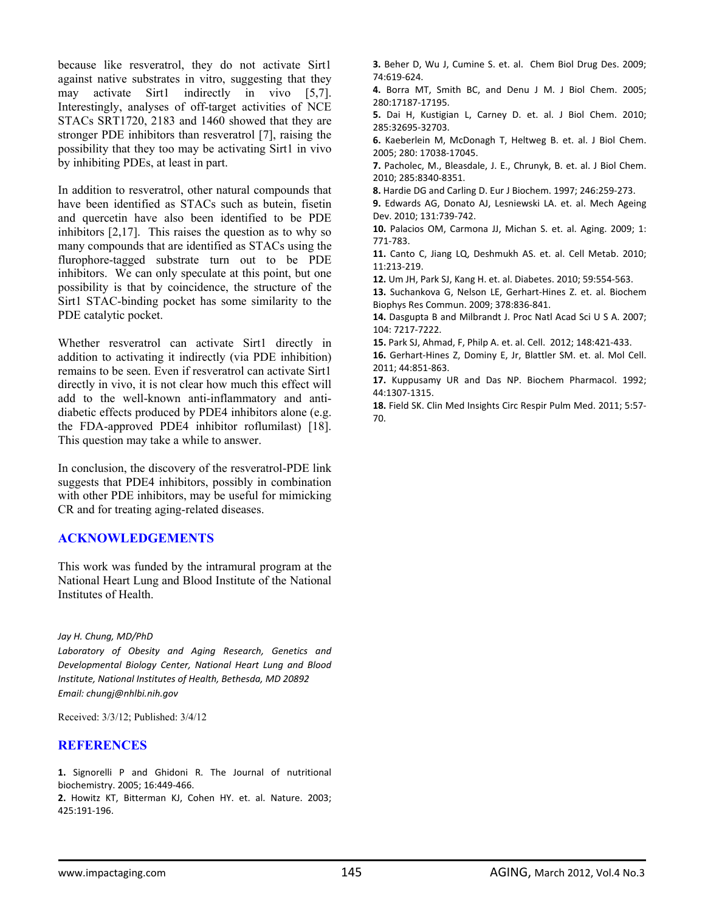because like resveratrol, they do not activate Sirt1 against native substrates in vitro, suggesting that they may activate Sirt1 indirectly in vivo [5,7]. Interestingly, analyses of off-target activities of NCE STACs SRT1720, 2183 and 1460 showed that they are stronger PDE inhibitors than resveratrol [7], raising the possibility that they too may be activating Sirt1 in vivo by inhibiting PDEs, at least in part.

In addition to resveratrol, other natural compounds that have been identified as STACs such as butein, fisetin and quercetin have also been identified to be PDE inhibitors [2,17]. This raises the question as to why so many compounds that are identified as STACs using the flurophore-tagged substrate turn out to be PDE inhibitors. We can only speculate at this point, but one possibility is that by coincidence, the structure of the Sirt1 STAC-binding pocket has some similarity to the PDE catalytic pocket.

Whether resveratrol can activate Sirt1 directly in addition to activating it indirectly (via PDE inhibition) remains to be seen. Even if resveratrol can activate Sirt1 directly in vivo, it is not clear how much this effect will add to the well-known anti-inflammatory and anti-diabetic effects produced by PDE4 inhibitors alone (e.g. the FDA-approved PDE4 inhibitor roflumilast) [18]. This question may take a while to answer.

In conclusion, the discovery of the resveratrol-PDE link suggests that PDE4 inhibitors, possibly in combination with other PDE inhibitors, may be useful for mimicking CR and for treating aging-related diseases.

## ACKNOWLEDGEMENTS

This work was funded by the intramural program at the National Heart Lung and Blood Institute of the National Institutes of Health.

*Jay H. Chung, MD/PhD*
*Laboratory of Obesity and Aging Research, Genetics and Developmental Biology Center, National Heart Lung and Blood Institute, National Institutes of Health, Bethesda, MD 20892*
*Email: chungj@nhlbi.nih.gov*

Received: 3/3/12; Published: 3/4/12

## REFERENCES

**1.** Signorelli P and Ghidoni R. The Journal of nutritional biochemistry. 2005; 16:449-466.

**2.** Howitz KT, Bitterman KJ, Cohen HY. et. al. Nature. 2003; 425:191-196.

**3.** Beher D, Wu J, Cumine S. et. al. Chem Biol Drug Des. 2009; 74:619-624.

**4.** Borra MT, Smith BC, and Denu J M. J Biol Chem. 2005; 280:17187-17195.

**5.** Dai H, Kustigian L, Carney D. et. al. J Biol Chem. 2010; 285:32695-32703.

**6.** Kaeberlein M, McDonagh T, Heltweg B. et. al. J Biol Chem. 2005; 280: 17038-17045.

**7.** Pacholec, M., Bleasdale, J. E., Chrunyk, B. et. al. J Biol Chem. 2010; 285:8340-8351.

**8.** Hardie DG and Carling D. Eur J Biochem. 1997; 246:259-273.

**9.** Edwards AG, Donato AJ, Lesniewski LA. et. al. Mech Ageing Dev. 2010; 131:739-742.

**10.** Palacios OM, Carmona JJ, Michan S. et. al. Aging. 2009; 1: 771-783.

**11.** Canto C, Jiang LQ, Deshmukh AS. et. al. Cell Metab. 2010; 11:213-219.

**12.** Um JH, Park SJ, Kang H. et. al. Diabetes. 2010; 59:554-563.

**13.** Suchankova G, Nelson LE, Gerhart-Hines Z. et. al. Biochem Biophys Res Commun. 2009; 378:836-841.

**14.** Dasgupta B and Milbrandt J. Proc Natl Acad Sci U S A. 2007; 104: 7217-7222.

**15.** Park SJ, Ahmad, F, Philp A. et. al. Cell. 2012; 148:421-433.

**16.** Gerhart-Hines Z, Dominy E, Jr, Blattler SM. et. al. Mol Cell. 2011; 44:851-863.

**17.** Kuppusamy UR and Das NP. Biochem Pharmacol. 1992; 44:1307-1315.

**18.** Field SK. Clin Med Insights Circ Respir Pulm Med. 2011; 5:57-70.